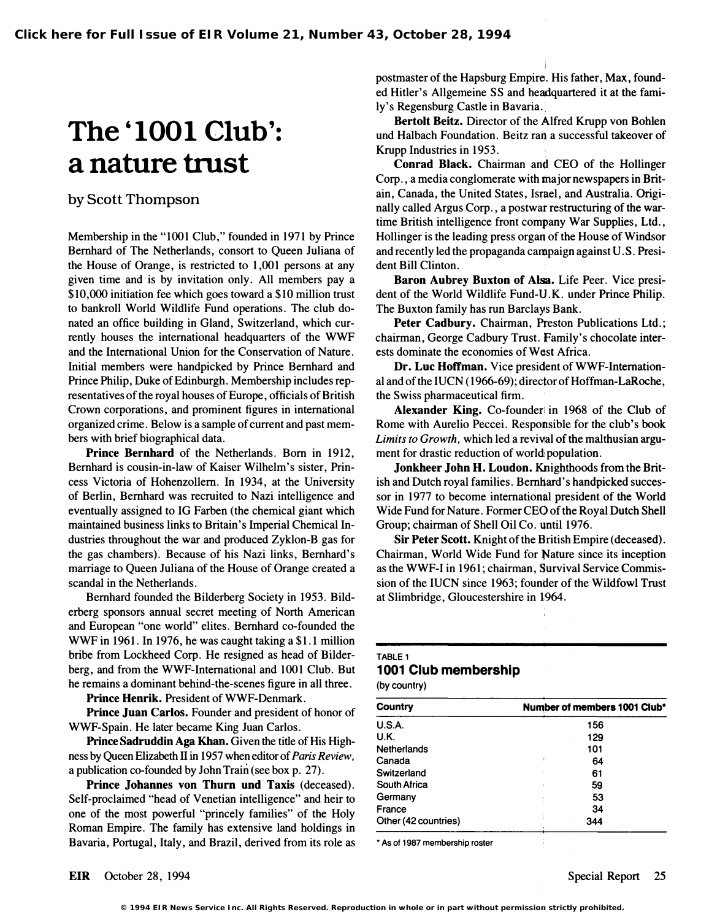# The '1001 Club': a nature trust

by Scott Thompson

Membership in the "1001 Club," founded in 1971 by Prince Bernhard of The Netherlands, consort to Queen Juliana of the House of Orange, is restricted to 1,001 persons at any given time and is by invitation only. All members pay a $10,000 initiation fee which goes toward a $10 million trust to bankroll World Wildlife Fund operations. The club donated an office building in Gland, Switzerland, which currently houses the international headquarters of the WWF and the International Union for the Conservation of Nature. Initial members were handpicked by Prince Bernhard and Prince Philip, Duke of Edinburgh. Membership includes representatives of the royal houses of Europe, officials of British Crown corporations, and prominent figures in international organized crime. Below is a sample of current and past members with brief biographical data.

**Prince Bernhard** of the Netherlands. Born in 1912, Bernhard is cousin-in-law of Kaiser Wilhelm's sister, Princess Victoria of Hohenzollern. In 1934, at the University of Berlin, Bernhard was recruited to Nazi intelligence and eventually assigned to IG Farben (the chemical giant which maintained business links to Britain's Imperial Chemical Industries throughout the war and produced Zyklon-B gas for the gas chambers). Because of his Nazi links, Bernhard's marriage to Queen Juliana of the House of Orange created a scandal in the Netherlands.

Bernhard founded the Bilderberg Society in 1953. Bilderberg sponsors annual secret meeting of North American and European "one world" elites. Bernhard co-founded the WWF in 1961. In 1976, he was caught taking a $1.1 million bribe from Lockheed Corp. He resigned as head of Bilderberg, and from the WWF-International and 1001 Club. But he remains a dominant behind-the-scenes figure in all three.

**Prince Henrik.** President of WWF-Denmark.

**Prince Juan Carlos.** Founder and president of honor of WWF-Spain. He later became King Juan Carlos.

**Prince Sadruddin Aga Khan.** Given the title of His Highness by Queen Elizabeth II in 1957 when editor of *Paris Review*, a publication co-founded by John Train (see box p. 27).

**Prince Johannes von Thurn und Taxis** (deceased). Self-proclaimed "head of Venetian intelligence" and heir to one of the most powerful "princely families" of the Holy Roman Empire. The family has extensive land holdings in Bavaria, Portugal, Italy, and Brazil, derived from its role as postmaster of the Hapsburg Empire. His father, Max, founded Hitler's Allgemeine SS and headquartered it at the family's Regensburg Castle in Bavaria.

**Bertolt Beitz.** Director of the Alfred Krupp von Bohlen und Halbach Foundation. Beitz ran a successful takeover of Krupp Industries in 1953.

**Conrad Black.** Chairman and CEO of the Hollinger Corp., a media conglomerate with major newspapers in Britain, Canada, the United States, Israel, and Australia. Originally called Argus Corp., a postwar restructuring of the wartime British intelligence front company War Supplies, Ltd., Hollinger is the leading press organ of the House of Windsor and recently led the propaganda campaign against U.S. President Bill Clinton.

**Baron Aubrey Buxton of Alsa.** Life Peer. Vice president of the World Wildlife Fund-U.K. under Prince Philip. The Buxton family has run Barclays Bank.

**Peter Cadbury.** Chairman, Preston Publications Ltd.; chairman, George Cadbury Trust. Family's chocolate interests dominate the economies of West Africa.

**Dr. Luc Hoffman.** Vice president of WWF-International and of the IUCN (1966-69); director of Hoffman-LaRoche, the Swiss pharmaceutical firm.

**Alexander King.** Co-founder in 1968 of the Club of Rome with Aurelio Peccei. Responsible for the club's book *Limits to Growth*, which led a revival of the malthusian argument for drastic reduction of world population.

**Jonkheer John H. Loudon.** Knighthoods from the British and Dutch royal families. Bernhard's handpicked successor in 1977 to become international president of the World Wide Fund for Nature. Former CEO of the Royal Dutch Shell Group; chairman of Shell Oil Co. until 1976.

**Sir Peter Scott.** Knight of the British Empire (deceased). Chairman, World Wide Fund for Nature since its inception as the WWF-I in 1961; chairman, Survival Service Commission of the IUCN since 1963; founder of the Wildfowl Trust at Slimbridge, Gloucestershire in 1964.

TABLE 1
**1001 Club membership**
(by country)

| Country | Number of members 1001 Club* |
|---|---|
| U.S.A. | 156 |
| U.K. | 129 |
| Netherlands | 101 |
| Canada | 64 |
| Switzerland | 61 |
| South Africa | 59 |
| Germany | 53 |
| France | 34 |
| Other (42 countries) | 344 |

\* As of 1987 membership roster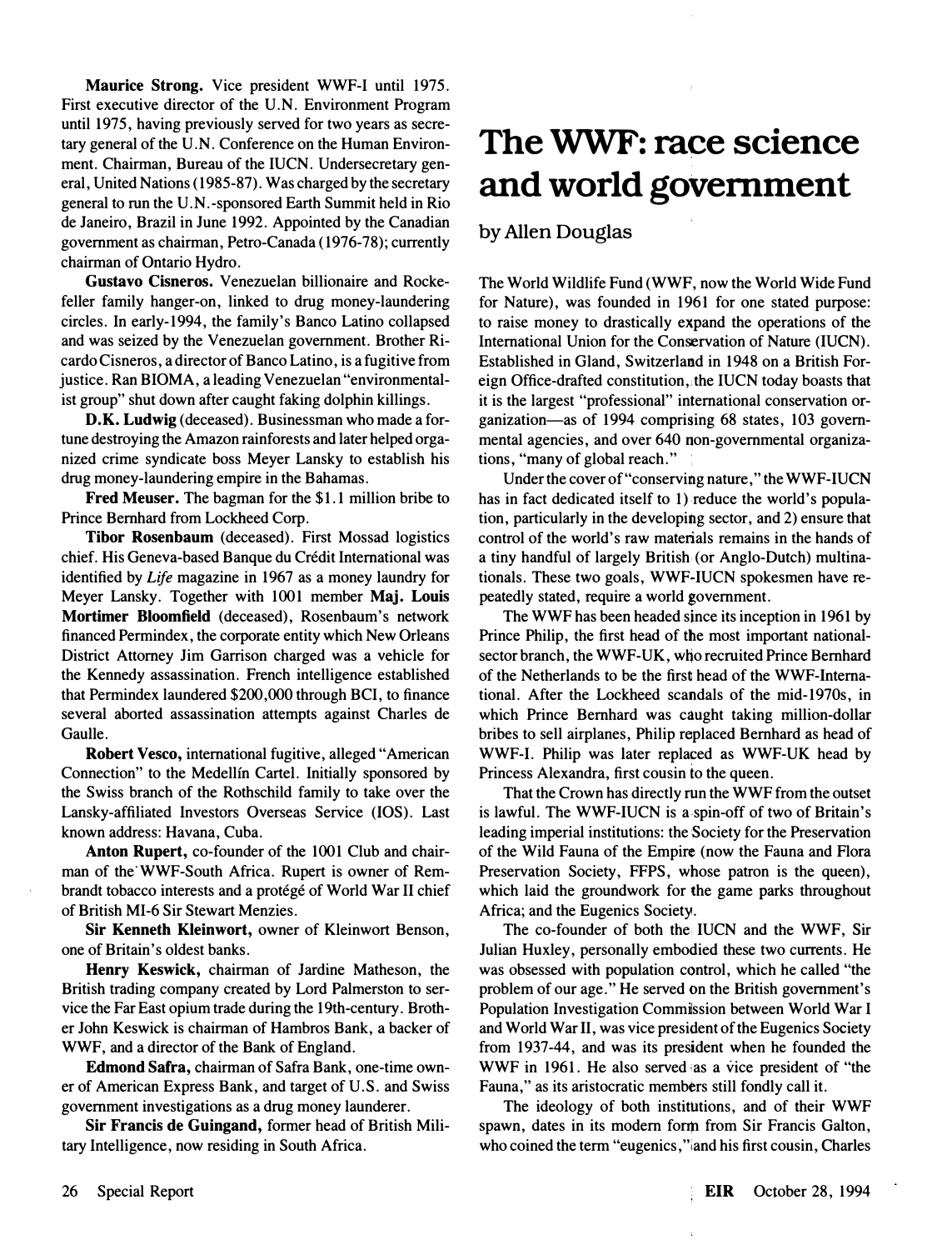**Maurice Strong.** Vice president WWF-I until 1975. First executive director of the U.N. Environment Program until 1975, having previously served for two years as secretary general of the U.N. Conference on the Human Environment. Chairman, Bureau of the IUCN. Undersecretary general, United Nations (1985-87). Was charged by the secretary general to run the U.N.-sponsored Earth Summit held in Rio de Janeiro, Brazil in June 1992. Appointed by the Canadian government as chairman, Petro-Canada (1976-78); currently chairman of Ontario Hydro.

**Gustavo Cisneros.** Venezuelan billionaire and Rockefeller family hanger-on, linked to drug money-laundering circles. In early-1994, the family's Banco Latino collapsed and was seized by the Venezuelan government. Brother Ricardo Cisneros, a director of Banco Latino, is a fugitive from justice. Ran BIOMA, a leading Venezuelan "environmentalist group" shut down after caught faking dolphin killings.

**D.K. Ludwig** (deceased). Businessman who made a fortune destroying the Amazon rainforests and later helped organized crime syndicate boss Meyer Lansky to establish his drug money-laundering empire in the Bahamas.

**Fred Meuser.** The bagman for the $1.1 million bribe to Prince Bernhard from Lockheed Corp.

**Tibor Rosenbaum** (deceased). First Mossad logistics chief. His Geneva-based Banque du Crédit International was identified by *Life* magazine in 1967 as a money laundry for Meyer Lansky. Together with 1001 member **Maj. Louis Mortimer Bloomfield** (deceased), Rosenbaum's network financed Permindex, the corporate entity which New Orleans District Attorney Jim Garrison charged was a vehicle for the Kennedy assassination. French intelligence established that Permindex laundered $200,000 through BCI, to finance several aborted assassination attempts against Charles de Gaulle.

**Robert Vesco,** international fugitive, alleged "American Connection" to the Medellín Cartel. Initially sponsored by the Swiss branch of the Rothschild family to take over the Lansky-affiliated Investors Overseas Service (IOS). Last known address: Havana, Cuba.

**Anton Rupert,** co-founder of the 1001 Club and chairman of the WWF-South Africa. Rupert is owner of Rembrandt tobacco interests and a protégé of World War II chief of British MI-6 Sir Stewart Menzies.

**Sir Kenneth Kleinwort,** owner of Kleinwort Benson, one of Britain's oldest banks.

**Henry Keswick,** chairman of Jardine Matheson, the British trading company created by Lord Palmerston to service the Far East opium trade during the 19th-century. Brother John Keswick is chairman of Hambros Bank, a backer of WWF, and a director of the Bank of England.

**Edmond Safra,** chairman of Safra Bank, one-time owner of American Express Bank, and target of U.S. and Swiss government investigations as a drug money launderer.

**Sir Francis de Guingand,** former head of British Military Intelligence, now residing in South Africa.

# The WWF: race science and world government

by Allen Douglas

The World Wildlife Fund (WWF, now the World Wide Fund for Nature), was founded in 1961 for one stated purpose: to raise money to drastically expand the operations of the International Union for the Conservation of Nature (IUCN). Established in Gland, Switzerland in 1948 on a British Foreign Office-drafted constitution, the IUCN today boasts that it is the largest "professional" international conservation organization—as of 1994 comprising 68 states, 103 governmental agencies, and over 640 non-governmental organizations, "many of global reach."

Under the cover of "conserving nature," the WWF-IUCN has in fact dedicated itself to 1) reduce the world's population, particularly in the developing sector, and 2) ensure that control of the world's raw materials remains in the hands of a tiny handful of largely British (or Anglo-Dutch) multinationals. These two goals, WWF-IUCN spokesmen have repeatedly stated, require a world government.

The WWF has been headed since its inception in 1961 by Prince Philip, the first head of the most important national-sector branch, the WWF-UK, who recruited Prince Bernhard of the Netherlands to be the first head of the WWF-International. After the Lockheed scandals of the mid-1970s, in which Prince Bernhard was caught taking million-dollar bribes to sell airplanes, Philip replaced Bernhard as head of WWF-I. Philip was later replaced as WWF-UK head by Princess Alexandra, first cousin to the queen.

That the Crown has directly run the WWF from the outset is lawful. The WWF-IUCN is a spin-off of two of Britain's leading imperial institutions: the Society for the Preservation of the Wild Fauna of the Empire (now the Fauna and Flora Preservation Society, FFPS, whose patron is the queen), which laid the groundwork for the game parks throughout Africa; and the Eugenics Society.

The co-founder of both the IUCN and the WWF, Sir Julian Huxley, personally embodied these two currents. He was obsessed with population control, which he called "the problem of our age." He served on the British government's Population Investigation Commission between World War I and World War II, was vice president of the Eugenics Society from 1937-44, and was its president when he founded the WWF in 1961. He also served as a vice president of "the Fauna," as its aristocratic members still fondly call it.

The ideology of both institutions, and of their WWF spawn, dates in its modern form from Sir Francis Galton, who coined the term "eugenics," and his first cousin, Charles